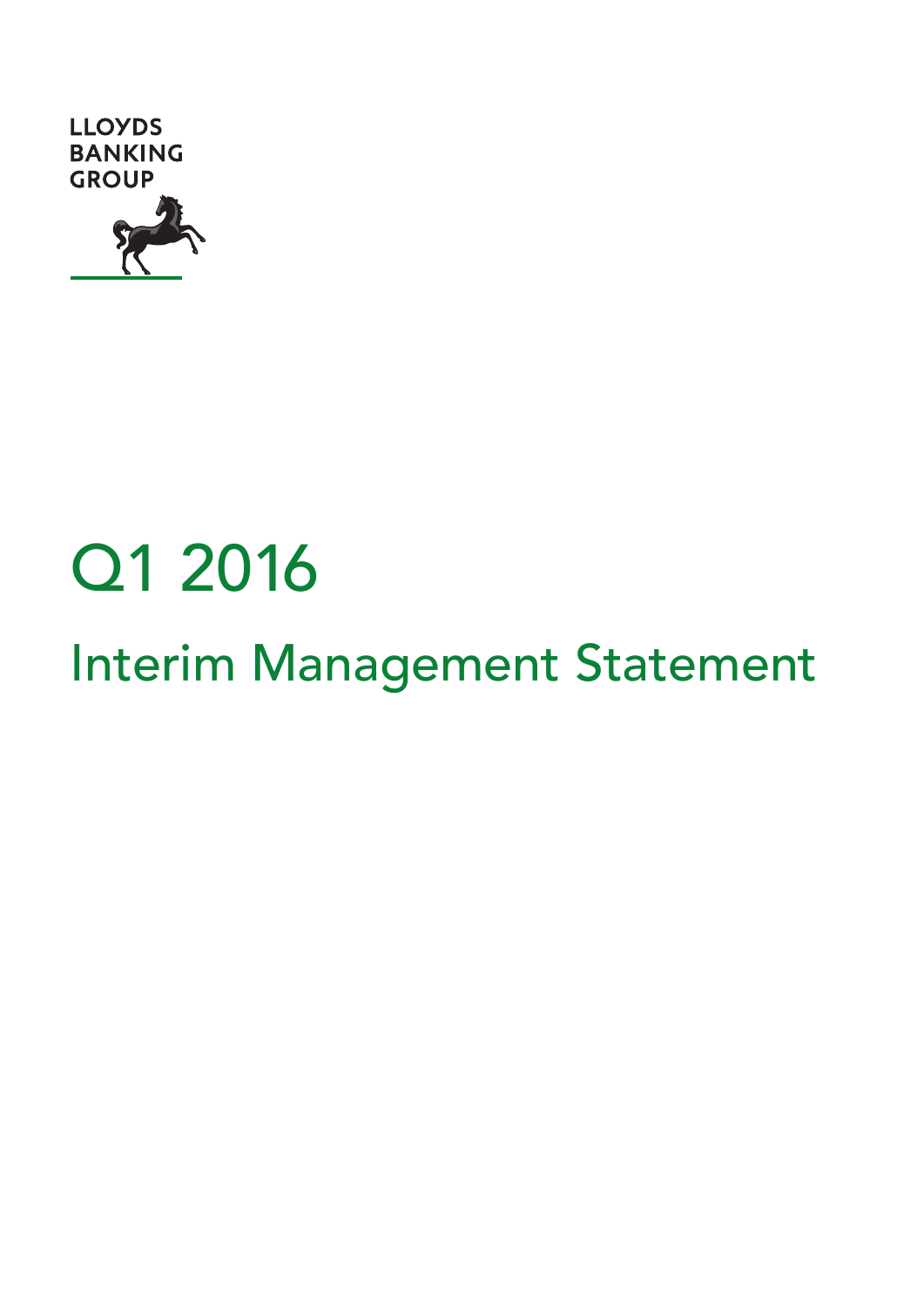LLOYDS BANKING GROUP

# Q1 2016

## Interim Management Statement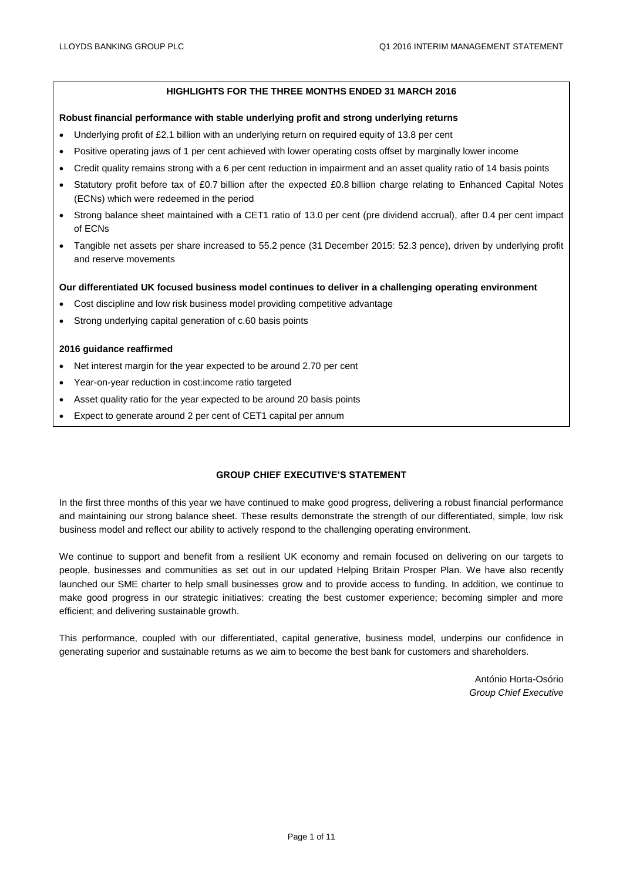## HIGHLIGHTS FOR THE THREE MONTHS ENDED 31 MARCH 2016

**Robust financial performance with stable underlying profit and strong underlying returns**

- Underlying profit of £2.1 billion with an underlying return on required equity of 13.8 per cent
- Positive operating jaws of 1 per cent achieved with lower operating costs offset by marginally lower income
- Credit quality remains strong with a 6 per cent reduction in impairment and an asset quality ratio of 14 basis points
- Statutory profit before tax of £0.7 billion after the expected £0.8 billion charge relating to Enhanced Capital Notes (ECNs) which were redeemed in the period
- Strong balance sheet maintained with a CET1 ratio of 13.0 per cent (pre dividend accrual), after 0.4 per cent impact of ECNs
- Tangible net assets per share increased to 55.2 pence (31 December 2015: 52.3 pence), driven by underlying profit and reserve movements

**Our differentiated UK focused business model continues to deliver in a challenging operating environment**

- Cost discipline and low risk business model providing competitive advantage
- Strong underlying capital generation of c.60 basis points

**2016 guidance reaffirmed**

- Net interest margin for the year expected to be around 2.70 per cent
- Year-on-year reduction in cost:income ratio targeted
- Asset quality ratio for the year expected to be around 20 basis points
- Expect to generate around 2 per cent of CET1 capital per annum

## GROUP CHIEF EXECUTIVE'S STATEMENT

In the first three months of this year we have continued to make good progress, delivering a robust financial performance and maintaining our strong balance sheet. These results demonstrate the strength of our differentiated, simple, low risk business model and reflect our ability to actively respond to the challenging operating environment.

We continue to support and benefit from a resilient UK economy and remain focused on delivering on our targets to people, businesses and communities as set out in our updated Helping Britain Prosper Plan. We have also recently launched our SME charter to help small businesses grow and to provide access to funding. In addition, we continue to make good progress in our strategic initiatives: creating the best customer experience; becoming simpler and more efficient; and delivering sustainable growth.

This performance, coupled with our differentiated, capital generative, business model, underpins our confidence in generating superior and sustainable returns as we aim to become the best bank for customers and shareholders.

António Horta-Osório
*Group Chief Executive*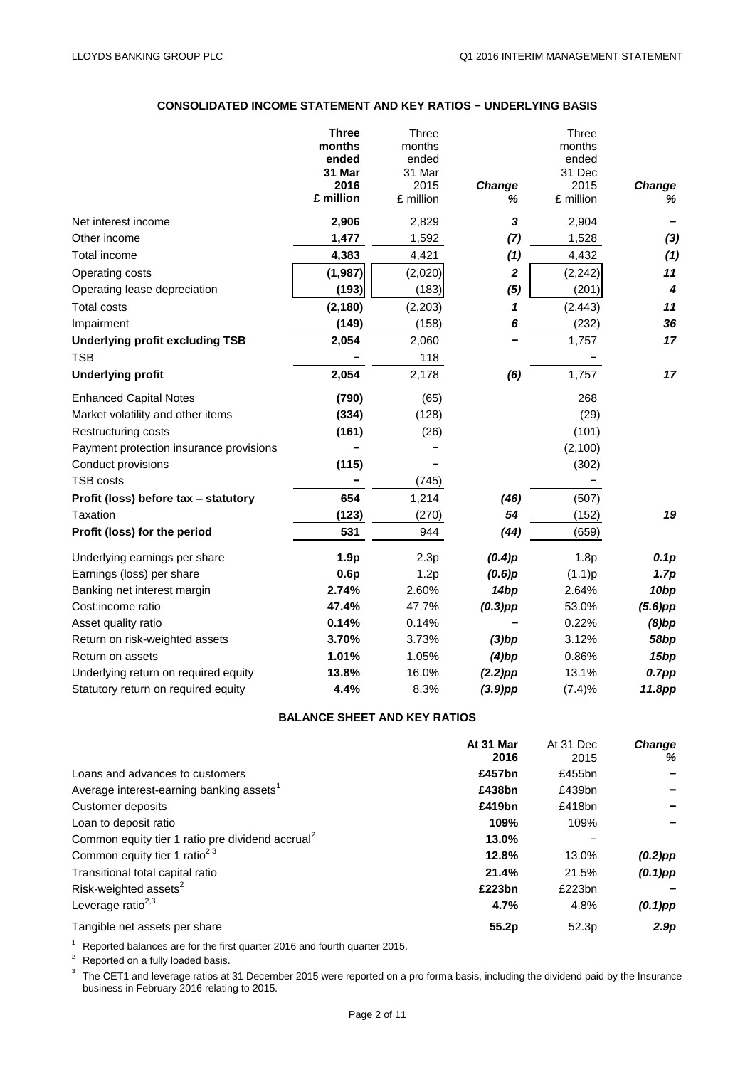## CONSOLIDATED INCOME STATEMENT AND KEY RATIOS − UNDERLYING BASIS

| | **Three months ended 31 Mar 2016 £ million** | Three months ended 31 Mar 2015 £ million | ***Change %*** | Three months ended 31 Dec 2015 £ million | ***Change %*** |
|---|---|---|---|---|---|
| Net interest income | **2,906** | 2,829 | ***3*** | 2,904 | ***–*** |
| Other income | **1,477** | 1,592 | ***(7)*** | 1,528 | ***(3)*** |
| Total income | **4,383** | 4,421 | ***(1)*** | 4,432 | ***(1)*** |
| Operating costs | **(1,987)** | (2,020) | ***2*** | (2,242) | ***11*** |
| Operating lease depreciation | **(193)** | (183) | ***(5)*** | (201) | ***4*** |
| Total costs | **(2,180)** | (2,203) | ***1*** | (2,443) | ***11*** |
| Impairment | **(149)** | (158) | ***6*** | (232) | ***36*** |
| **Underlying profit excluding TSB** | **2,054** | 2,060 | ***–*** | 1,757 | ***17*** |
| TSB | **–** | 118 | | – | |
| **Underlying profit** | **2,054** | 2,178 | ***(6)*** | 1,757 | ***17*** |
| Enhanced Capital Notes | **(790)** | (65) | | 268 | |
| Market volatility and other items | **(334)** | (128) | | (29) | |
| Restructuring costs | **(161)** | (26) | | (101) | |
| Payment protection insurance provisions | **–** | – | | (2,100) | |
| Conduct provisions | **(115)** | – | | (302) | |
| TSB costs | **–** | (745) | | – | |
| **Profit (loss) before tax – statutory** | **654** | 1,214 | ***(46)*** | (507) | |
| Taxation | **(123)** | (270) | ***54*** | (152) | ***19*** |
| **Profit (loss) for the period** | **531** | 944 | ***(44)*** | (659) | |
| Underlying earnings per share | **1.9p** | 2.3p | ***(0.4)p*** | 1.8p | ***0.1p*** |
| Earnings (loss) per share | **0.6p** | 1.2p | ***(0.6)p*** | (1.1)p | ***1.7p*** |
| Banking net interest margin | **2.74%** | 2.60% | ***14bp*** | 2.64% | ***10bp*** |
| Cost:income ratio | **47.4%** | 47.7% | ***(0.3)pp*** | 53.0% | ***(5.6)pp*** |
| Asset quality ratio | **0.14%** | 0.14% | ***–*** | 0.22% | ***(8)bp*** |
| Return on risk-weighted assets | **3.70%** | 3.73% | ***(3)bp*** | 3.12% | ***58bp*** |
| Return on assets | **1.01%** | 1.05% | ***(4)bp*** | 0.86% | ***15bp*** |
| Underlying return on required equity | **13.8%** | 16.0% | ***(2.2)pp*** | 13.1% | ***0.7pp*** |
| Statutory return on required equity | **4.4%** | 8.3% | ***(3.9)pp*** | (7.4)% | ***11.8pp*** |

## BALANCE SHEET AND KEY RATIOS

| | **At 31 Mar 2016** | At 31 Dec 2015 | ***Change %*** |
|---|---|---|---|
| Loans and advances to customers | **£457bn** | £455bn | ***–*** |
| Average interest-earning banking assets[1] | **£438bn** | £439bn | ***–*** |
| Customer deposits | **£419bn** | £418bn | ***–*** |
| Loan to deposit ratio | **109%** | 109% | ***–*** |
| Common equity tier 1 ratio pre dividend accrual[2] | **13.0%** | – | |
| Common equity tier 1 ratio[2,3] | **12.8%** | 13.0% | ***(0.2)pp*** |
| Transitional total capital ratio | **21.4%** | 21.5% | ***(0.1)pp*** |
| Risk-weighted assets[2] | **£223bn** | £223bn | ***–*** |
| Leverage ratio[2,3] | **4.7%** | 4.8% | ***(0.1)pp*** |
| Tangible net assets per share | **55.2p** | 52.3p | ***2.9p*** |

[1] Reported balances are for the first quarter 2016 and fourth quarter 2015.

[2] Reported on a fully loaded basis.

[3] The CET1 and leverage ratios at 31 December 2015 were reported on a pro forma basis, including the dividend paid by the Insurance business in February 2016 relating to 2015.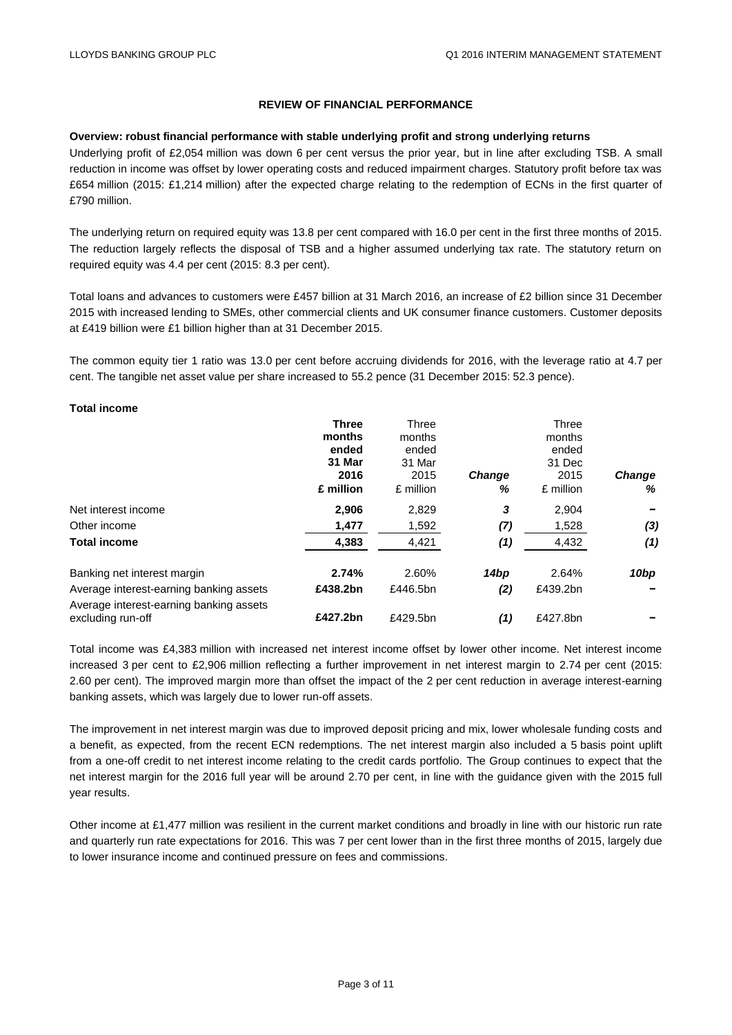## REVIEW OF FINANCIAL PERFORMANCE

**Overview: robust financial performance with stable underlying profit and strong underlying returns**

Underlying profit of £2,054 million was down 6 per cent versus the prior year, but in line after excluding TSB. A small reduction in income was offset by lower operating costs and reduced impairment charges. Statutory profit before tax was £654 million (2015: £1,214 million) after the expected charge relating to the redemption of ECNs in the first quarter of £790 million.

The underlying return on required equity was 13.8 per cent compared with 16.0 per cent in the first three months of 2015. The reduction largely reflects the disposal of TSB and a higher assumed underlying tax rate. The statutory return on required equity was 4.4 per cent (2015: 8.3 per cent).

Total loans and advances to customers were £457 billion at 31 March 2016, an increase of £2 billion since 31 December 2015 with increased lending to SMEs, other commercial clients and UK consumer finance customers. Customer deposits at £419 billion were £1 billion higher than at 31 December 2015.

The common equity tier 1 ratio was 13.0 per cent before accruing dividends for 2016, with the leverage ratio at 4.7 per cent. The tangible net asset value per share increased to 55.2 pence (31 December 2015: 52.3 pence).

**Total income**

| | **Three months ended 31 Mar 2016 £ million** | Three months ended 31 Mar 2015 £ million | ***Change %*** | Three months ended 31 Dec 2015 £ million | ***Change %*** |
|---|---|---|---|---|---|
| Net interest income | **2,906** | 2,829 | ***3*** | 2,904 | **–** |
| Other income | **1,477** | 1,592 | ***(7)*** | 1,528 | ***(3)*** |
| **Total income** | **4,383** | 4,421 | ***(1)*** | 4,432 | ***(1)*** |
| Banking net interest margin | **2.74%** | 2.60% | ***14bp*** | 2.64% | ***10bp*** |
| Average interest-earning banking assets | **£438.2bn** | £446.5bn | ***(2)*** | £439.2bn | **–** |
| Average interest-earning banking assets excluding run-off | **£427.2bn** | £429.5bn | ***(1)*** | £427.8bn | **–** |

Total income was £4,383 million with increased net interest income offset by lower other income. Net interest income increased 3 per cent to £2,906 million reflecting a further improvement in net interest margin to 2.74 per cent (2015: 2.60 per cent). The improved margin more than offset the impact of the 2 per cent reduction in average interest-earning banking assets, which was largely due to lower run-off assets.

The improvement in net interest margin was due to improved deposit pricing and mix, lower wholesale funding costs and a benefit, as expected, from the recent ECN redemptions. The net interest margin also included a 5 basis point uplift from a one-off credit to net interest income relating to the credit cards portfolio. The Group continues to expect that the net interest margin for the 2016 full year will be around 2.70 per cent, in line with the guidance given with the 2015 full year results.

Other income at £1,477 million was resilient in the current market conditions and broadly in line with our historic run rate and quarterly run rate expectations for 2016. This was 7 per cent lower than in the first three months of 2015, largely due to lower insurance income and continued pressure on fees and commissions.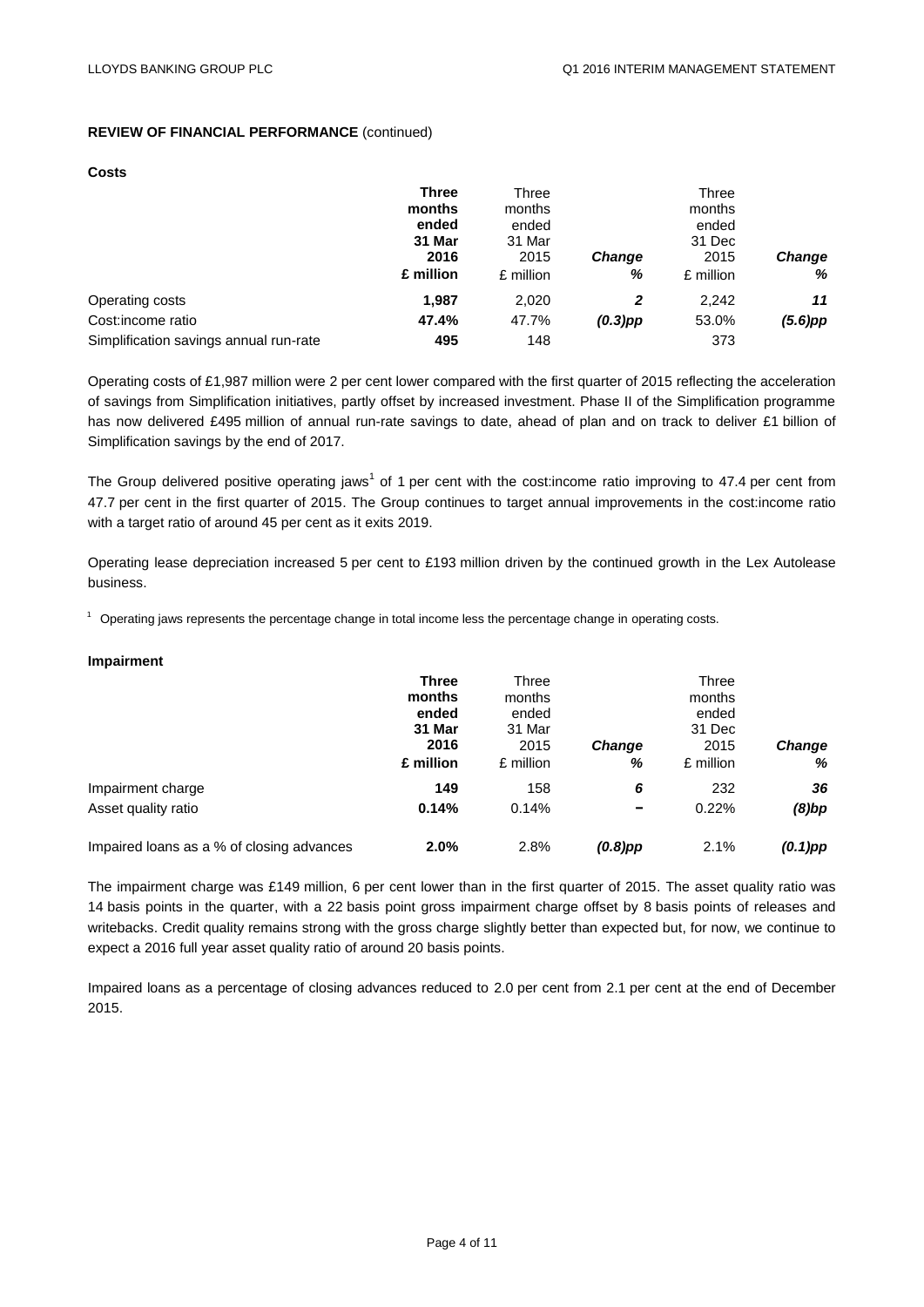**REVIEW OF FINANCIAL PERFORMANCE** (continued)

**Costs**

| | **Three months ended 31 Mar 2016 £ million** | Three months ended 31 Mar 2015 £ million | ***Change %*** | Three months ended 31 Dec 2015 £ million | ***Change %*** |
|---|---|---|---|---|---|
| Operating costs | **1,987** | 2,020 | ***2*** | 2,242 | ***11*** |
| Cost:income ratio | **47.4%** | 47.7% | ***(0.3)pp*** | 53.0% | ***(5.6)pp*** |
| Simplification savings annual run-rate | **495** | 148 | | 373 | |

Operating costs of £1,987 million were 2 per cent lower compared with the first quarter of 2015 reflecting the acceleration of savings from Simplification initiatives, partly offset by increased investment. Phase II of the Simplification programme has now delivered £495 million of annual run-rate savings to date, ahead of plan and on track to deliver £1 billion of Simplification savings by the end of 2017.

The Group delivered positive operating jaws[1] of 1 per cent with the cost:income ratio improving to 47.4 per cent from 47.7 per cent in the first quarter of 2015. The Group continues to target annual improvements in the cost:income ratio with a target ratio of around 45 per cent as it exits 2019.

Operating lease depreciation increased 5 per cent to £193 million driven by the continued growth in the Lex Autolease business.

[1] Operating jaws represents the percentage change in total income less the percentage change in operating costs.

**Impairment**

| | **Three months ended 31 Mar 2016 £ million** | Three months ended 31 Mar 2015 £ million | ***Change %*** | Three months ended 31 Dec 2015 £ million | ***Change %*** |
|---|---|---|---|---|---|
| Impairment charge | **149** | 158 | ***6*** | 232 | ***36*** |
| Asset quality ratio | **0.14%** | 0.14% | ***–*** | 0.22% | ***(8)bp*** |
| Impaired loans as a % of closing advances | **2.0%** | 2.8% | ***(0.8)pp*** | 2.1% | ***(0.1)pp*** |

The impairment charge was £149 million, 6 per cent lower than in the first quarter of 2015. The asset quality ratio was 14 basis points in the quarter, with a 22 basis point gross impairment charge offset by 8 basis points of releases and writebacks. Credit quality remains strong with the gross charge slightly better than expected but, for now, we continue to expect a 2016 full year asset quality ratio of around 20 basis points.

Impaired loans as a percentage of closing advances reduced to 2.0 per cent from 2.1 per cent at the end of December 2015.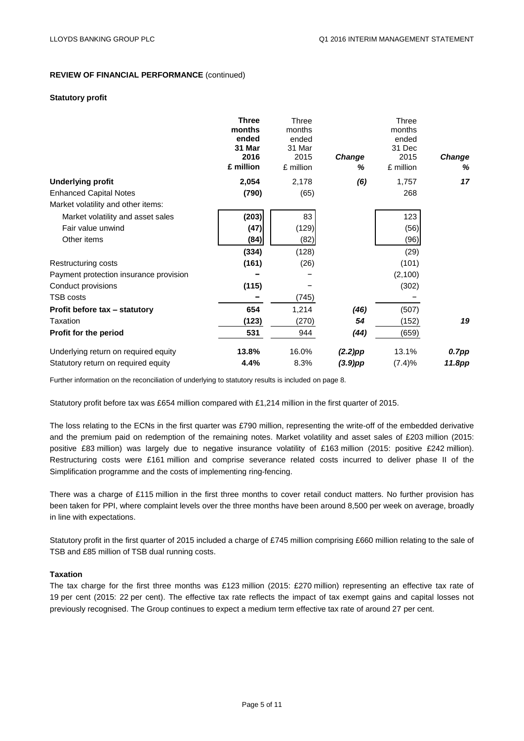## REVIEW OF FINANCIAL PERFORMANCE (continued)

### Statutory profit

| | **Three months ended 31 Mar 2016 £ million** | Three months ended 31 Mar 2015 £ million | ***Change %*** | Three months ended 31 Dec 2015 £ million | ***Change %*** |
|---|---|---|---|---|---|
| **Underlying profit** | **2,054** | 2,178 | ***(6)*** | 1,757 | ***17*** |
| Enhanced Capital Notes | **(790)** | (65) | | 268 | |
| Market volatility and other items: | | | | | |
| Market volatility and asset sales | **(203)** | 83 | | 123 | |
| Fair value unwind | **(47)** | (129) | | (56) | |
| Other items | **(84)** | (82) | | (96) | |
| | **(334)** | (128) | | (29) | |
| Restructuring costs | **(161)** | (26) | | (101) | |
| Payment protection insurance provision | **–** | – | | (2,100) | |
| Conduct provisions | **(115)** | – | | (302) | |
| TSB costs | **–** | (745) | | – | |
| **Profit before tax – statutory** | **654** | 1,214 | ***(46)*** | (507) | |
| Taxation | **(123)** | (270) | ***54*** | (152) | ***19*** |
| **Profit for the period** | **531** | 944 | ***(44)*** | (659) | |
| Underlying return on required equity | **13.8%** | 16.0% | ***(2.2)pp*** | 13.1% | ***0.7pp*** |
| Statutory return on required equity | **4.4%** | 8.3% | ***(3.9)pp*** | (7.4)% | ***11.8pp*** |

Further information on the reconciliation of underlying to statutory results is included on page 8.

Statutory profit before tax was £654 million compared with £1,214 million in the first quarter of 2015.

The loss relating to the ECNs in the first quarter was £790 million, representing the write-off of the embedded derivative and the premium paid on redemption of the remaining notes. Market volatility and asset sales of £203 million (2015: positive £83 million) was largely due to negative insurance volatility of £163 million (2015: positive £242 million). Restructuring costs were £161 million and comprise severance related costs incurred to deliver phase II of the Simplification programme and the costs of implementing ring-fencing.

There was a charge of £115 million in the first three months to cover retail conduct matters. No further provision has been taken for PPI, where complaint levels over the three months have been around 8,500 per week on average, broadly in line with expectations.

Statutory profit in the first quarter of 2015 included a charge of £745 million comprising £660 million relating to the sale of TSB and £85 million of TSB dual running costs.

### Taxation

The tax charge for the first three months was £123 million (2015: £270 million) representing an effective tax rate of 19 per cent (2015: 22 per cent). The effective tax rate reflects the impact of tax exempt gains and capital losses not previously recognised. The Group continues to expect a medium term effective tax rate of around 27 per cent.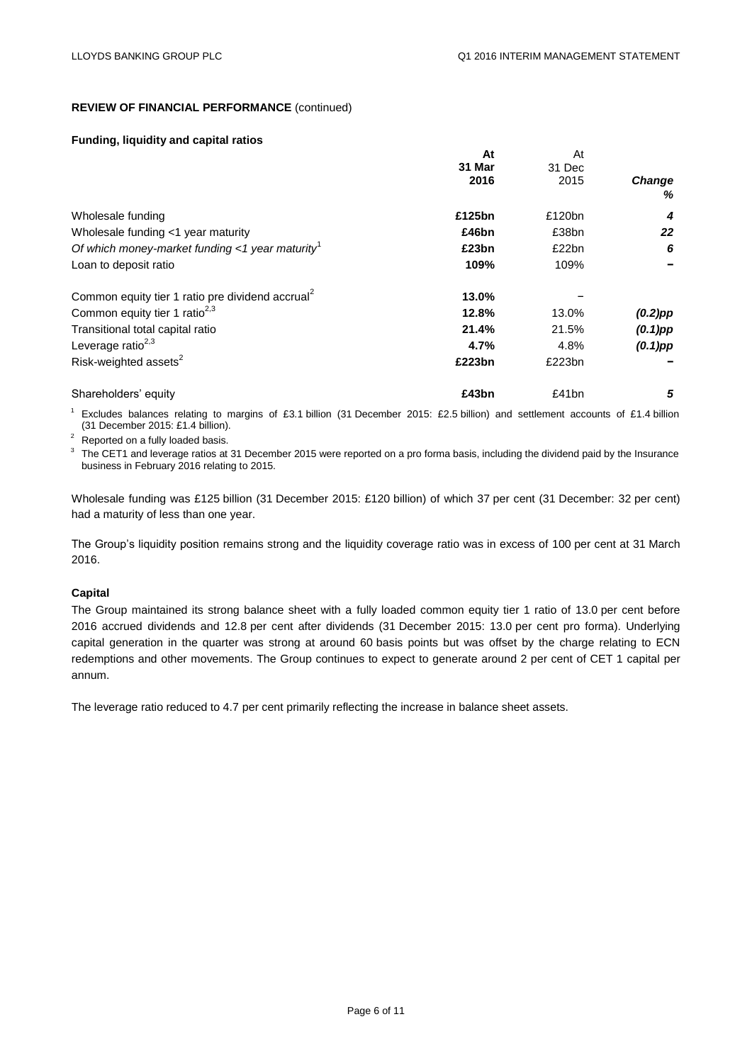**REVIEW OF FINANCIAL PERFORMANCE** (continued)

**Funding, liquidity and capital ratios**

| | At 31 Mar 2016 | At 31 Dec 2015 | *Change %* |
|---|---|---|---|
| Wholesale funding | **£125bn** | £120bn | ***4*** |
| Wholesale funding <1 year maturity | **£46bn** | £38bn | ***22*** |
| *Of which money-market funding <1 year maturity*[1] | **£23bn** | £22bn | ***6*** |
| Loan to deposit ratio | **109%** | 109% | – |
| Common equity tier 1 ratio pre dividend accrual[2] | **13.0%** | – | |
| Common equity tier 1 ratio[2,3] | **12.8%** | 13.0% | ***(0.2)pp*** |
| Transitional total capital ratio | **21.4%** | 21.5% | ***(0.1)pp*** |
| Leverage ratio[2,3] | **4.7%** | 4.8% | ***(0.1)pp*** |
| Risk-weighted assets[2] | **£223bn** | £223bn | – |
| Shareholders' equity | **£43bn** | £41bn | ***5*** |

[1] Excludes balances relating to margins of £3.1 billion (31 December 2015: £2.5 billion) and settlement accounts of £1.4 billion (31 December 2015: £1.4 billion).

[2] Reported on a fully loaded basis.

[3] The CET1 and leverage ratios at 31 December 2015 were reported on a pro forma basis, including the dividend paid by the Insurance business in February 2016 relating to 2015.

Wholesale funding was £125 billion (31 December 2015: £120 billion) of which 37 per cent (31 December: 32 per cent) had a maturity of less than one year.

The Group's liquidity position remains strong and the liquidity coverage ratio was in excess of 100 per cent at 31 March 2016.

**Capital**

The Group maintained its strong balance sheet with a fully loaded common equity tier 1 ratio of 13.0 per cent before 2016 accrued dividends and 12.8 per cent after dividends (31 December 2015: 13.0 per cent pro forma). Underlying capital generation in the quarter was strong at around 60 basis points but was offset by the charge relating to ECN redemptions and other movements. The Group continues to expect to generate around 2 per cent of CET 1 capital per annum.

The leverage ratio reduced to 4.7 per cent primarily reflecting the increase in balance sheet assets.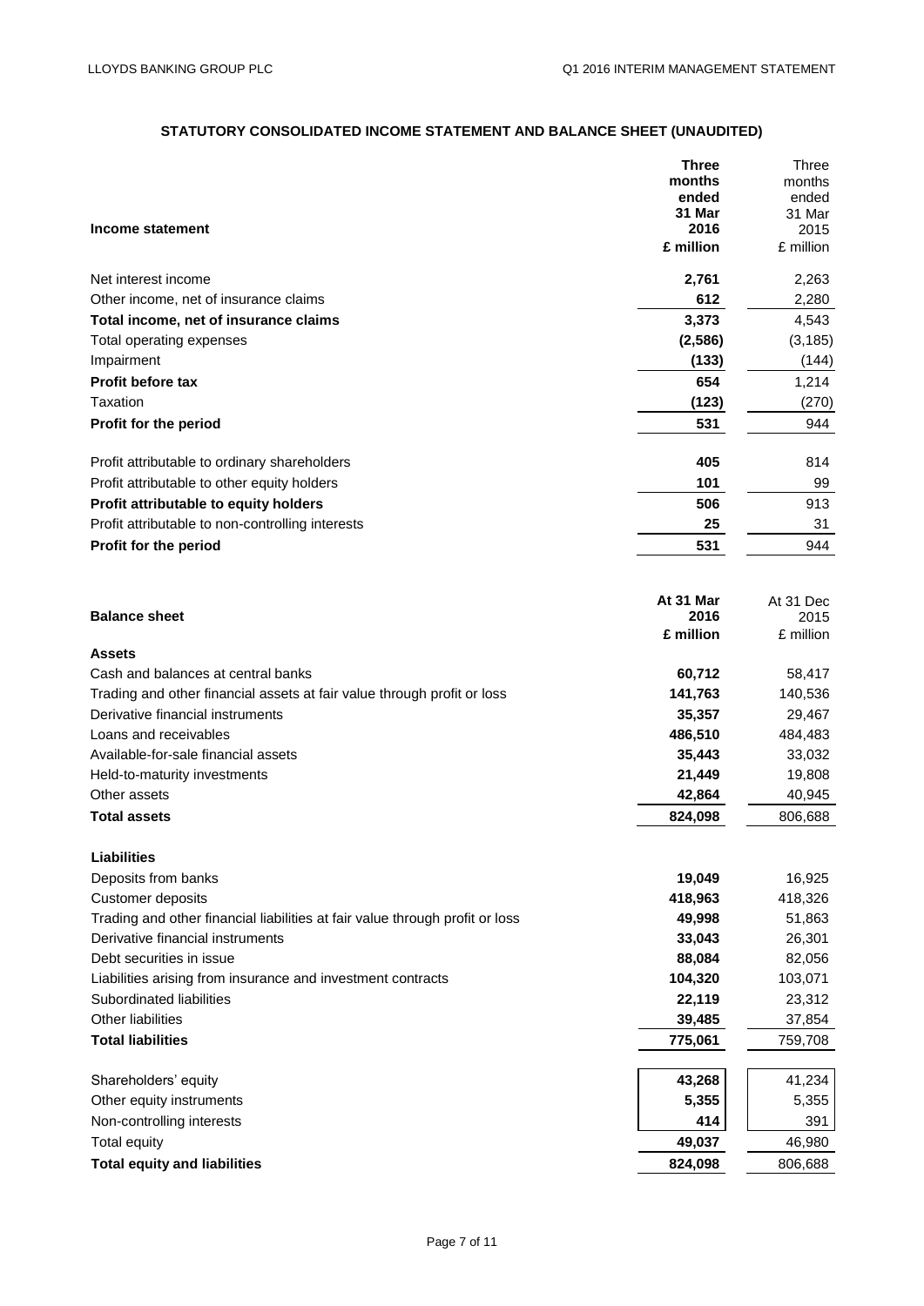## STATUTORY CONSOLIDATED INCOME STATEMENT AND BALANCE SHEET (UNAUDITED)

| Income statement | Three months ended 31 Mar 2016 £ million | Three months ended 31 Mar 2015 £ million |
|---|---|---|
| Net interest income | **2,761** | 2,263 |
| Other income, net of insurance claims | **612** | 2,280 |
| **Total income, net of insurance claims** | **3,373** | 4,543 |
| Total operating expenses | **(2,586)** | (3,185) |
| Impairment | **(133)** | (144) |
| **Profit before tax** | **654** | 1,214 |
| Taxation | **(123)** | (270) |
| **Profit for the period** | **531** | 944 |
| | | |
| Profit attributable to ordinary shareholders | **405** | 814 |
| Profit attributable to other equity holders | **101** | 99 |
| **Profit attributable to equity holders** | **506** | 913 |
| Profit attributable to non-controlling interests | **25** | 31 |
| **Profit for the period** | **531** | 944 |

| Balance sheet | At 31 Mar 2016 £ million | At 31 Dec 2015 £ million |
|---|---|---|
| **Assets** | | |
| Cash and balances at central banks | **60,712** | 58,417 |
| Trading and other financial assets at fair value through profit or loss | **141,763** | 140,536 |
| Derivative financial instruments | **35,357** | 29,467 |
| Loans and receivables | **486,510** | 484,483 |
| Available-for-sale financial assets | **35,443** | 33,032 |
| Held-to-maturity investments | **21,449** | 19,808 |
| Other assets | **42,864** | 40,945 |
| **Total assets** | **824,098** | 806,688 |
| | | |
| **Liabilities** | | |
| Deposits from banks | **19,049** | 16,925 |
| Customer deposits | **418,963** | 418,326 |
| Trading and other financial liabilities at fair value through profit or loss | **49,998** | 51,863 |
| Derivative financial instruments | **33,043** | 26,301 |
| Debt securities in issue | **88,084** | 82,056 |
| Liabilities arising from insurance and investment contracts | **104,320** | 103,071 |
| Subordinated liabilities | **22,119** | 23,312 |
| Other liabilities | **39,485** | 37,854 |
| **Total liabilities** | **775,061** | 759,708 |
| | | |
| Shareholders' equity | **43,268** | 41,234 |
| Other equity instruments | **5,355** | 5,355 |
| Non-controlling interests | **414** | 391 |
| Total equity | **49,037** | 46,980 |
| **Total equity and liabilities** | **824,098** | 806,688 |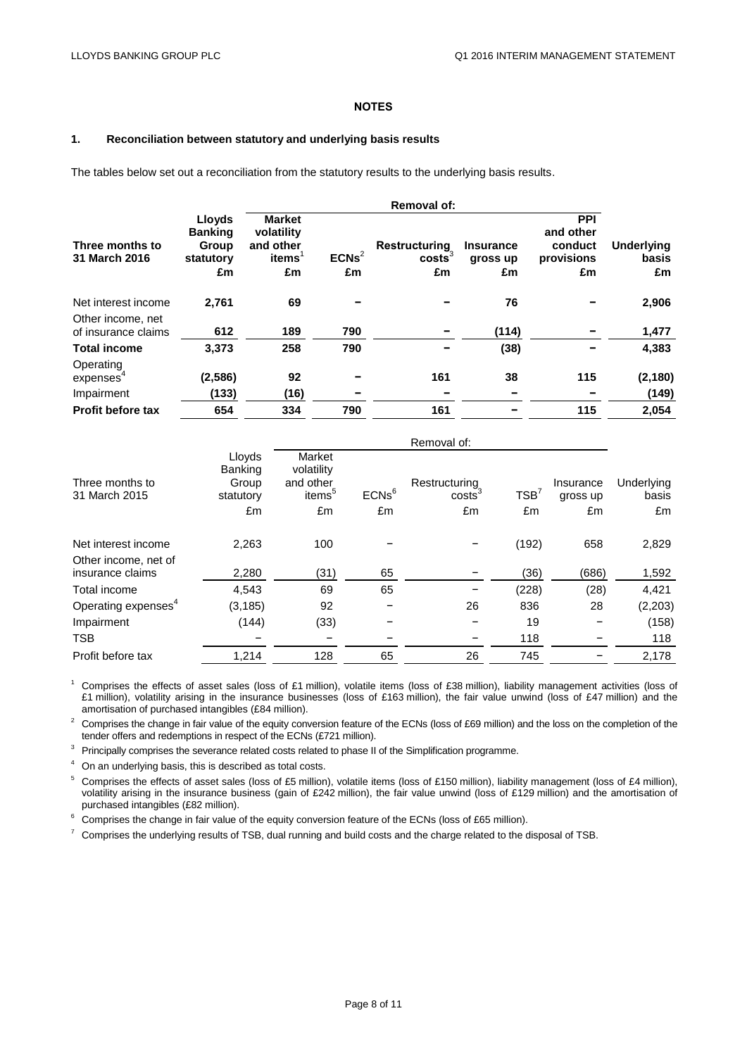## NOTES

### 1. Reconciliation between statutory and underlying basis results

The tables below set out a reconciliation from the statutory results to the underlying basis results.

| **Three months to 31 March 2016** | **Lloyds Banking Group statutory £m** | **Removal of: Market volatility and other items[1] £m** | **ECNs[2] £m** | **Restructuring costs[3] £m** | **Insurance gross up £m** | **PPI and other conduct provisions £m** | **Underlying basis £m** |
|---|---|---|---|---|---|---|---|
| Net interest income | **2,761** | **69** | **–** | **–** | **76** | **–** | **2,906** |
| Other income, net of insurance claims | **612** | **189** | **790** | **–** | **(114)** | **–** | **1,477** |
| **Total income** | **3,373** | **258** | **790** | **–** | **(38)** | **–** | **4,383** |
| Operating expenses[4] | **(2,586)** | **92** | **–** | **161** | **38** | **115** | **(2,180)** |
| Impairment | **(133)** | **(16)** | **–** | **–** | **–** | **–** | **(149)** |
| **Profit before tax** | **654** | **334** | **790** | **161** | **–** | **115** | **2,054** |

| Three months to 31 March 2015 | Lloyds Banking Group statutory £m | Removal of: Market volatility and other items[5] £m | ECNs[6] £m | Restructuring costs[3] £m | TSB[7] £m | Insurance gross up £m | Underlying basis £m |
|---|---|---|---|---|---|---|---|
| Net interest income | 2,263 | 100 | – | – | (192) | 658 | 2,829 |
| Other income, net of insurance claims | 2,280 | (31) | 65 | – | (36) | (686) | 1,592 |
| Total income | 4,543 | 69 | 65 | – | (228) | (28) | 4,421 |
| Operating expenses[4] | (3,185) | 92 | – | 26 | 836 | 28 | (2,203) |
| Impairment | (144) | (33) | – | – | 19 | – | (158) |
| TSB | – | – | – | – | 118 | – | 118 |
| Profit before tax | 1,214 | 128 | 65 | 26 | 745 | – | 2,178 |

[1] Comprises the effects of asset sales (loss of £1 million), volatile items (loss of £38 million), liability management activities (loss of £1 million), volatility arising in the insurance businesses (loss of £163 million), the fair value unwind (loss of £47 million) and the amortisation of purchased intangibles (£84 million).

[2] Comprises the change in fair value of the equity conversion feature of the ECNs (loss of £69 million) and the loss on the completion of the tender offers and redemptions in respect of the ECNs (£721 million).

[3] Principally comprises the severance related costs related to phase II of the Simplification programme.

[4] On an underlying basis, this is described as total costs.

[5] Comprises the effects of asset sales (loss of £5 million), volatile items (loss of £150 million), liability management (loss of £4 million), volatility arising in the insurance business (gain of £242 million), the fair value unwind (loss of £129 million) and the amortisation of purchased intangibles (£82 million).

[6] Comprises the change in fair value of the equity conversion feature of the ECNs (loss of £65 million).

[7] Comprises the underlying results of TSB, dual running and build costs and the charge related to the disposal of TSB.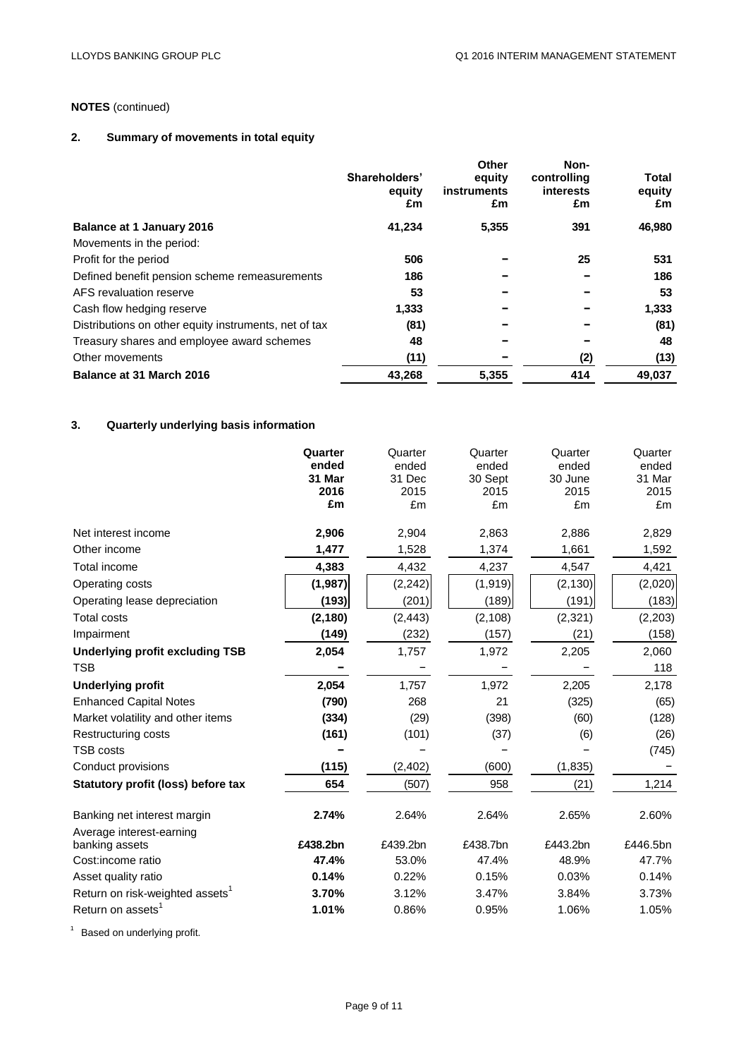**NOTES** (continued)

## 2. Summary of movements in total equity

| | Shareholders' equity £m | Other equity instruments £m | Non-controlling interests £m | Total equity £m |
|---|---|---|---|---|
| **Balance at 1 January 2016** | **41,234** | **5,355** | **391** | **46,980** |
| Movements in the period: | | | | |
| Profit for the period | **506** | **–** | **25** | **531** |
| Defined benefit pension scheme remeasurements | **186** | **–** | **–** | **186** |
| AFS revaluation reserve | **53** | **–** | **–** | **53** |
| Cash flow hedging reserve | **1,333** | **–** | **–** | **1,333** |
| Distributions on other equity instruments, net of tax | **(81)** | **–** | **–** | **(81)** |
| Treasury shares and employee award schemes | **48** | **–** | **–** | **48** |
| Other movements | **(11)** | **–** | **(2)** | **(13)** |
| **Balance at 31 March 2016** | **43,268** | **5,355** | **414** | **49,037** |

## 3. Quarterly underlying basis information

| | **Quarter ended 31 Mar 2016 £m** | Quarter ended 31 Dec 2015 £m | Quarter ended 30 Sept 2015 £m | Quarter ended 30 June 2015 £m | Quarter ended 31 Mar 2015 £m |
|---|---|---|---|---|---|
| Net interest income | **2,906** | 2,904 | 2,863 | 2,886 | 2,829 |
| Other income | **1,477** | 1,528 | 1,374 | 1,661 | 1,592 |
| Total income | **4,383** | 4,432 | 4,237 | 4,547 | 4,421 |
| Operating costs | **(1,987)** | (2,242) | (1,919) | (2,130) | (2,020) |
| Operating lease depreciation | **(193)** | (201) | (189) | (191) | (183) |
| Total costs | **(2,180)** | (2,443) | (2,108) | (2,321) | (2,203) |
| Impairment | **(149)** | (232) | (157) | (21) | (158) |
| **Underlying profit excluding TSB** | **2,054** | 1,757 | 1,972 | 2,205 | 2,060 |
| TSB | **–** | – | – | – | 118 |
| **Underlying profit** | **2,054** | 1,757 | 1,972 | 2,205 | 2,178 |
| Enhanced Capital Notes | **(790)** | 268 | 21 | (325) | (65) |
| Market volatility and other items | **(334)** | (29) | (398) | (60) | (128) |
| Restructuring costs | **(161)** | (101) | (37) | (6) | (26) |
| TSB costs | **–** | – | – | – | (745) |
| Conduct provisions | **(115)** | (2,402) | (600) | (1,835) | – |
| **Statutory profit (loss) before tax** | **654** | (507) | 958 | (21) | 1,214 |
| | | | | | |
| Banking net interest margin | **2.74%** | 2.64% | 2.64% | 2.65% | 2.60% |
| Average interest-earning banking assets | **£438.2bn** | £439.2bn | £438.7bn | £443.2bn | £446.5bn |
| Cost:income ratio | **47.4%** | 53.0% | 47.4% | 48.9% | 47.7% |
| Asset quality ratio | **0.14%** | 0.22% | 0.15% | 0.03% | 0.14% |
| Return on risk-weighted assets[1] | **3.70%** | 3.12% | 3.47% | 3.84% | 3.73% |
| Return on assets[1] | **1.01%** | 0.86% | 0.95% | 1.06% | 1.05% |

[1] Based on underlying profit.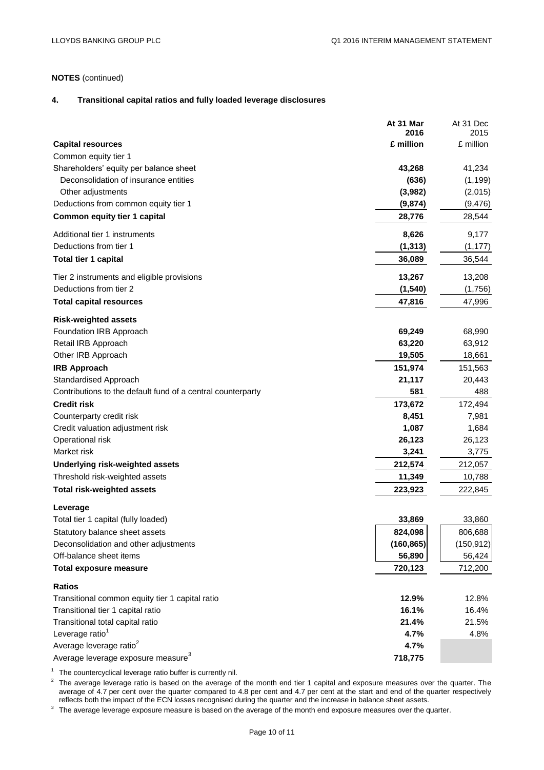**NOTES** (continued)

## 4. Transitional capital ratios and fully loaded leverage disclosures

| | At 31 Mar 2016 | At 31 Dec 2015 |
|---|---|---|
| **Capital resources** | **£ million** | £ million |
| Common equity tier 1 | | |
| Shareholders' equity per balance sheet | **43,268** | 41,234 |
| Deconsolidation of insurance entities | **(636)** | (1,199) |
| Other adjustments | **(3,982)** | (2,015) |
| Deductions from common equity tier 1 | **(9,874)** | (9,476) |
| **Common equity tier 1 capital** | **28,776** | 28,544 |
| Additional tier 1 instruments | **8,626** | 9,177 |
| Deductions from tier 1 | **(1,313)** | (1,177) |
| **Total tier 1 capital** | **36,089** | 36,544 |
| Tier 2 instruments and eligible provisions | **13,267** | 13,208 |
| Deductions from tier 2 | **(1,540)** | (1,756) |
| **Total capital resources** | **47,816** | 47,996 |
| **Risk-weighted assets** | | |
| Foundation IRB Approach | **69,249** | 68,990 |
| Retail IRB Approach | **63,220** | 63,912 |
| Other IRB Approach | **19,505** | 18,661 |
| **IRB Approach** | **151,974** | 151,563 |
| Standardised Approach | **21,117** | 20,443 |
| Contributions to the default fund of a central counterparty | **581** | 488 |
| **Credit risk** | **173,672** | 172,494 |
| Counterparty credit risk | **8,451** | 7,981 |
| Credit valuation adjustment risk | **1,087** | 1,684 |
| Operational risk | **26,123** | 26,123 |
| Market risk | **3,241** | 3,775 |
| **Underlying risk-weighted assets** | **212,574** | 212,057 |
| Threshold risk-weighted assets | **11,349** | 10,788 |
| **Total risk-weighted assets** | **223,923** | 222,845 |
| **Leverage** | | |
| Total tier 1 capital (fully loaded) | **33,869** | 33,860 |
| Statutory balance sheet assets | **824,098** | 806,688 |
| Deconsolidation and other adjustments | **(160,865)** | (150,912) |
| Off-balance sheet items | **56,890** | 56,424 |
| **Total exposure measure** | **720,123** | 712,200 |
| **Ratios** | | |
| Transitional common equity tier 1 capital ratio | **12.9%** | 12.8% |
| Transitional tier 1 capital ratio | **16.1%** | 16.4% |
| Transitional total capital ratio | **21.4%** | 21.5% |
| Leverage ratio[1] | **4.7%** | 4.8% |
| Average leverage ratio[2] | **4.7%** | |
| Average leverage exposure measure[3] | **718,775** | |

[1] The countercyclical leverage ratio buffer is currently nil.

[2] The average leverage ratio is based on the average of the month end tier 1 capital and exposure measures over the quarter. The average of 4.7 per cent over the quarter compared to 4.8 per cent and 4.7 per cent at the start and end of the quarter respectively reflects both the impact of the ECN losses recognised during the quarter and the increase in balance sheet assets.

[3] The average leverage exposure measure is based on the average of the month end exposure measures over the quarter.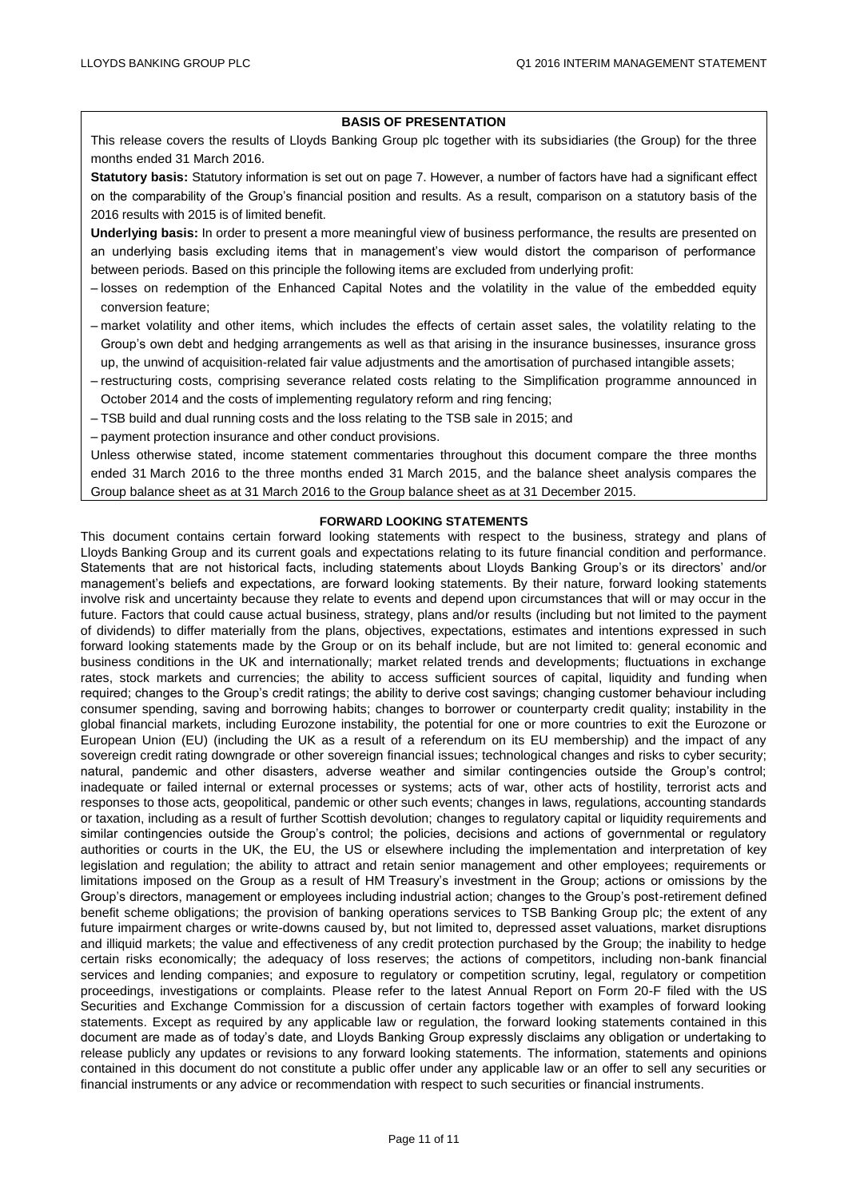## BASIS OF PRESENTATION

This release covers the results of Lloyds Banking Group plc together with its subsidiaries (the Group) for the three months ended 31 March 2016.

**Statutory basis:** Statutory information is set out on page 7. However, a number of factors have had a significant effect on the comparability of the Group's financial position and results. As a result, comparison on a statutory basis of the 2016 results with 2015 is of limited benefit.

**Underlying basis:** In order to present a more meaningful view of business performance, the results are presented on an underlying basis excluding items that in management's view would distort the comparison of performance between periods. Based on this principle the following items are excluded from underlying profit:

- losses on redemption of the Enhanced Capital Notes and the volatility in the value of the embedded equity conversion feature;
- market volatility and other items, which includes the effects of certain asset sales, the volatility relating to the Group's own debt and hedging arrangements as well as that arising in the insurance businesses, insurance gross up, the unwind of acquisition-related fair value adjustments and the amortisation of purchased intangible assets;
- restructuring costs, comprising severance related costs relating to the Simplification programme announced in October 2014 and the costs of implementing regulatory reform and ring fencing;
- TSB build and dual running costs and the loss relating to the TSB sale in 2015; and
- payment protection insurance and other conduct provisions.

Unless otherwise stated, income statement commentaries throughout this document compare the three months ended 31 March 2016 to the three months ended 31 March 2015, and the balance sheet analysis compares the Group balance sheet as at 31 March 2016 to the Group balance sheet as at 31 December 2015.

## FORWARD LOOKING STATEMENTS

This document contains certain forward looking statements with respect to the business, strategy and plans of Lloyds Banking Group and its current goals and expectations relating to its future financial condition and performance. Statements that are not historical facts, including statements about Lloyds Banking Group's or its directors' and/or management's beliefs and expectations, are forward looking statements. By their nature, forward looking statements involve risk and uncertainty because they relate to events and depend upon circumstances that will or may occur in the future. Factors that could cause actual business, strategy, plans and/or results (including but not limited to the payment of dividends) to differ materially from the plans, objectives, expectations, estimates and intentions expressed in such forward looking statements made by the Group or on its behalf include, but are not limited to: general economic and business conditions in the UK and internationally; market related trends and developments; fluctuations in exchange rates, stock markets and currencies; the ability to access sufficient sources of capital, liquidity and funding when required; changes to the Group's credit ratings; the ability to derive cost savings; changing customer behaviour including consumer spending, saving and borrowing habits; changes to borrower or counterparty credit quality; instability in the global financial markets, including Eurozone instability, the potential for one or more countries to exit the Eurozone or European Union (EU) (including the UK as a result of a referendum on its EU membership) and the impact of any sovereign credit rating downgrade or other sovereign financial issues; technological changes and risks to cyber security; natural, pandemic and other disasters, adverse weather and similar contingencies outside the Group's control; inadequate or failed internal or external processes or systems; acts of war, other acts of hostility, terrorist acts and responses to those acts, geopolitical, pandemic or other such events; changes in laws, regulations, accounting standards or taxation, including as a result of further Scottish devolution; changes to regulatory capital or liquidity requirements and similar contingencies outside the Group's control; the policies, decisions and actions of governmental or regulatory authorities or courts in the UK, the EU, the US or elsewhere including the implementation and interpretation of key legislation and regulation; the ability to attract and retain senior management and other employees; requirements or limitations imposed on the Group as a result of HM Treasury's investment in the Group; actions or omissions by the Group's directors, management or employees including industrial action; changes to the Group's post-retirement defined benefit scheme obligations; the provision of banking operations services to TSB Banking Group plc; the extent of any future impairment charges or write-downs caused by, but not limited to, depressed asset valuations, market disruptions and illiquid markets; the value and effectiveness of any credit protection purchased by the Group; the inability to hedge certain risks economically; the adequacy of loss reserves; the actions of competitors, including non-bank financial services and lending companies; and exposure to regulatory or competition scrutiny, legal, regulatory or competition proceedings, investigations or complaints. Please refer to the latest Annual Report on Form 20-F filed with the US Securities and Exchange Commission for a discussion of certain factors together with examples of forward looking statements. Except as required by any applicable law or regulation, the forward looking statements contained in this document are made as of today's date, and Lloyds Banking Group expressly disclaims any obligation or undertaking to release publicly any updates or revisions to any forward looking statements. The information, statements and opinions contained in this document do not constitute a public offer under any applicable law or an offer to sell any securities or financial instruments or any advice or recommendation with respect to such securities or financial instruments.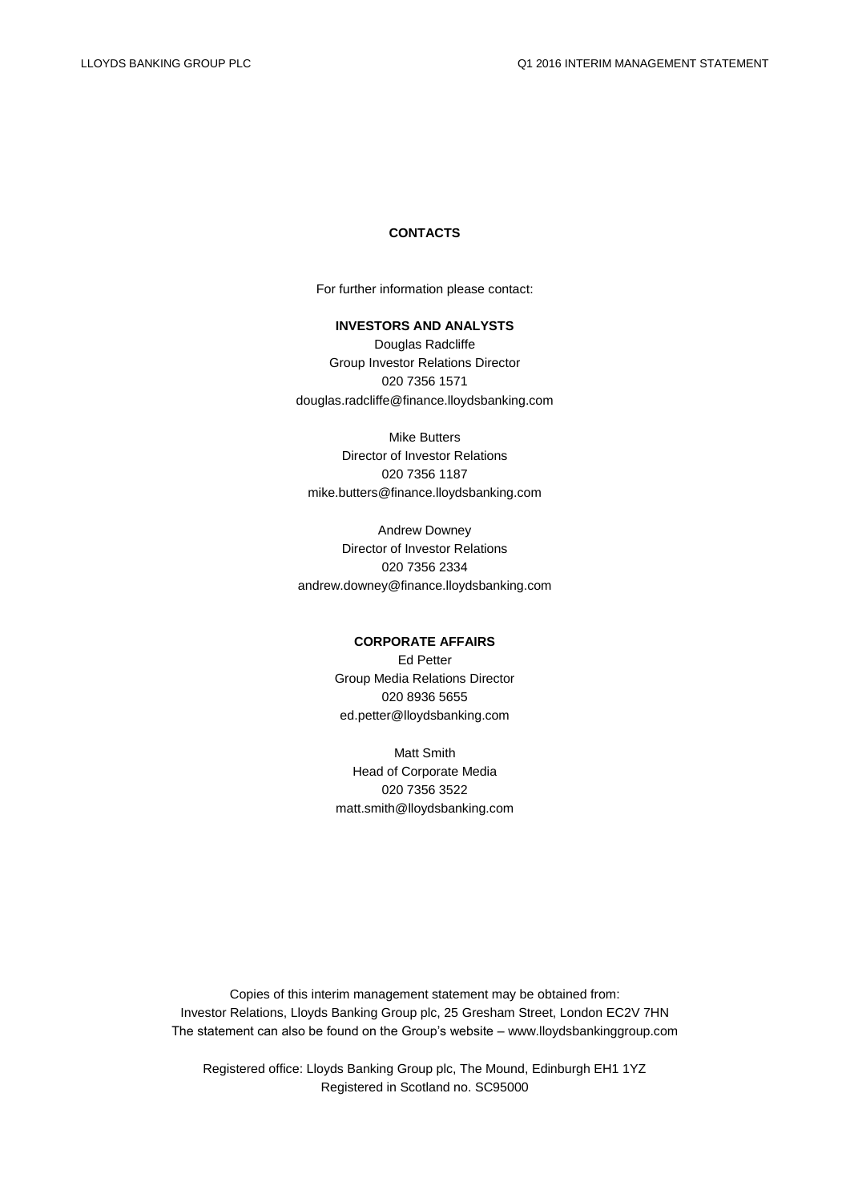## CONTACTS

For further information please contact:

**INVESTORS AND ANALYSTS**

Douglas Radcliffe
Group Investor Relations Director
020 7356 1571
douglas.radcliffe@finance.lloydsbanking.com

Mike Butters
Director of Investor Relations
020 7356 1187
mike.butters@finance.lloydsbanking.com

Andrew Downey
Director of Investor Relations
020 7356 2334
andrew.downey@finance.lloydsbanking.com

**CORPORATE AFFAIRS**

Ed Petter
Group Media Relations Director
020 8936 5655
ed.petter@lloydsbanking.com

Matt Smith
Head of Corporate Media
020 7356 3522
matt.smith@lloydsbanking.com

Copies of this interim management statement may be obtained from:
Investor Relations, Lloyds Banking Group plc, 25 Gresham Street, London EC2V 7HN
The statement can also be found on the Group's website – www.lloydsbankinggroup.com

Registered office: Lloyds Banking Group plc, The Mound, Edinburgh EH1 1YZ
Registered in Scotland no. SC95000